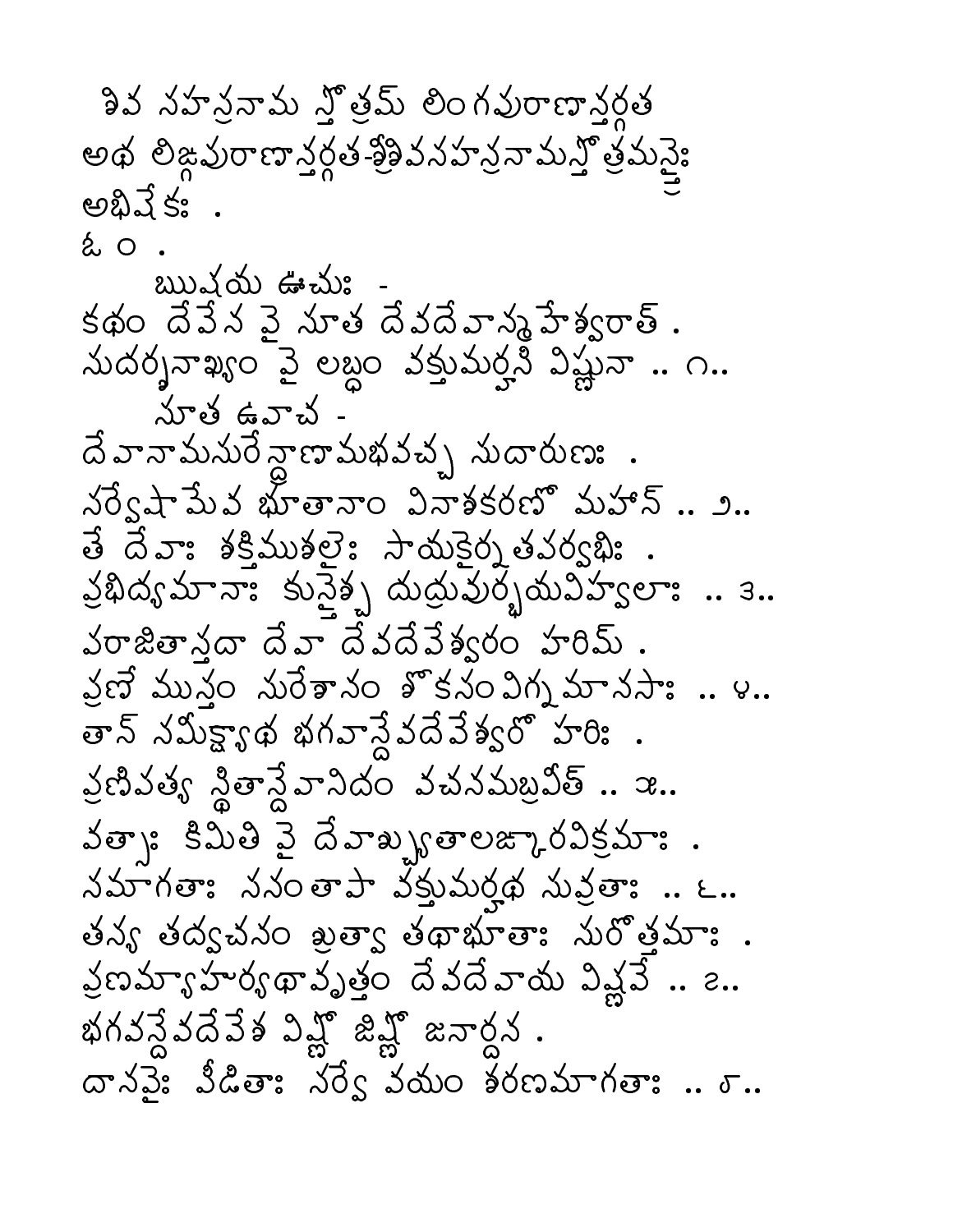శివ సహస్రనామ స్తోత్రమ్ లింగపురాణాన్తర్గత

అథ లిఙ్గపురాణాన్తర్గత-శ్రీశివసహస్రనామస్తోత్రమన్త్రైః అభిషేకః .

ఓం .

ఋషయ ఊచుః -

కథం దేవేన వై సూత దేవదేవాన్మహేశ్వరాత్ .
సుదర్శనాఖ్యం వై లబ్ధం వక్తుమర్హసి విష్ణునా .. ౧..

సూత ఉవాచ -

దేవానామసురేన్ద్రాణామభవచ్చ సుదారుణః .
సర్వేషామేవ భూతానాం వినాశకరణో మహాన్ .. ౨..
తే దేవాః శక్తిముశలైః సాయకైర్నతపర్వభిః .
ప్రభిద్యమానాః కున్తైశ్చ దుద్రువుర్భయవిహ్వలాః .. ౩..
పరాజితాస్తదా దేవా దేవదేవేశ్వరం హరిమ్ .
ప్రణేముస్తం సురేశానం శోకసంవిగ్నమానసాః .. ౪..
తాన్ సమీక్ష్యాథ భగవాన్దేవదేవేశ్వరో హరిః .
ప్రణిపత్య స్థితాన్దేవానిదం వచనమబ్రవీత్ .. ౫..
వత్సాః కిమితి వై దేవాశ్చ్యుతాలఙ్కారవిక్రమాః .
సమాగతాః ససంతాపా వక్తుమర్హథ సువ్రతాః .. ౬..
తస్య తద్వచనం శ్రుత్వా తథాభూతాః సురోత్తమాః .
ప్రణమ్యాహుర్యథావృత్తం దేవదేవాయ విష్ణవే .. ౭..
భగవన్దేవదేవేశ విష్ణో జిష్ణో జనార్దన .
దానవైః పీడితాః సర్వే వయం శరణమాగతాః .. ౮..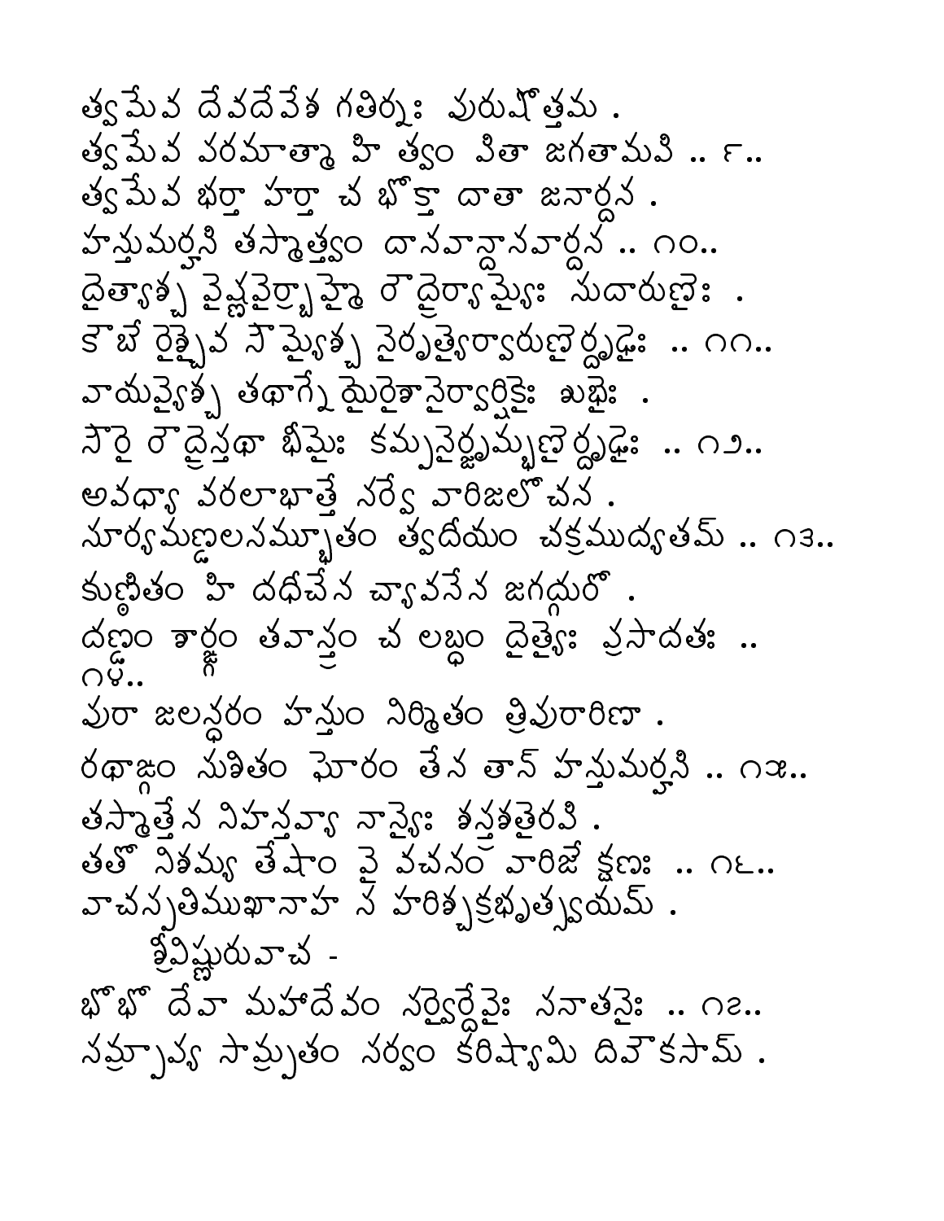త్వమేవ దేవదేవేశ గతిర్నః పురుషోత్తమ .
త్వమేవ పరమాత్మా హి త్వం పితా జగతామపి .. ౯..
త్వమేవ భర్తా హర్తా చ భోక్తా దాతా జనార్దన .
హన్తుమర్హసి తస్మాత్త్వం దానవాన్దానవార్దన .. ౧౦..
దైత్యాశ్చ వైష్ణవైర్బ్రాహ్మై రౌద్రైర్యామ్యైః సుదారుణైః .
కౌబేరైశ్చైవ సౌమ్యైశ్చ నైరృత్యైర్వారుణైర్దృఢైః .. ౧౧..
వాయవ్యైశ్చ తథాగ్నేయైరైశానైర్వార్షికైః శుభైః .
సౌరై రౌద్రైస్తథా భీమైః కమ్పనైర్జృమ్భణైర్దృఢైః .. ౧౨..
అవధ్యా వరలాభాత్తే సర్వే వారిజలోచన .
సూర్యమణ్డలసమ్భూతం త్వదీయం చక్రముద్యతమ్ .. ౧౩..
కుణ్ఠితం హి దధీచేన చ్యావనేన జగద్గురో .
దణ్డం శార్ఙ్గం తవాస్త్రం చ లబ్ధం దైత్యైః ప్రసాదతః .. ౧౪..
పురా జలన్ధరం హన్తుం నిర్మితం త్రిపురారిణా .
రథాఙ్గం సుశితం ఘోరం తేన తాన్ హన్తుమర్హసి .. ౧౫..
తస్మాత్తేన నిహన్తవ్యా నాన్యైః శస్త్రశతైరపి .
తతో నిశమ్య తేషాం వై వచనం వారిజేక్షణః .. ౧౬..
వాచస్పతిముఖానాహ స హరిశ్చక్రభృత్స్వయమ్ .
శ్రీవిష్ణురువాచ -
భోభో దేవా మహాదేవం సర్వైర్దేవైః సనాతనైః .. ౧౭..
సమ్ప్రాప్య సామ్ప్రతం సర్వం కరిష్యామి దివౌకసామ్ .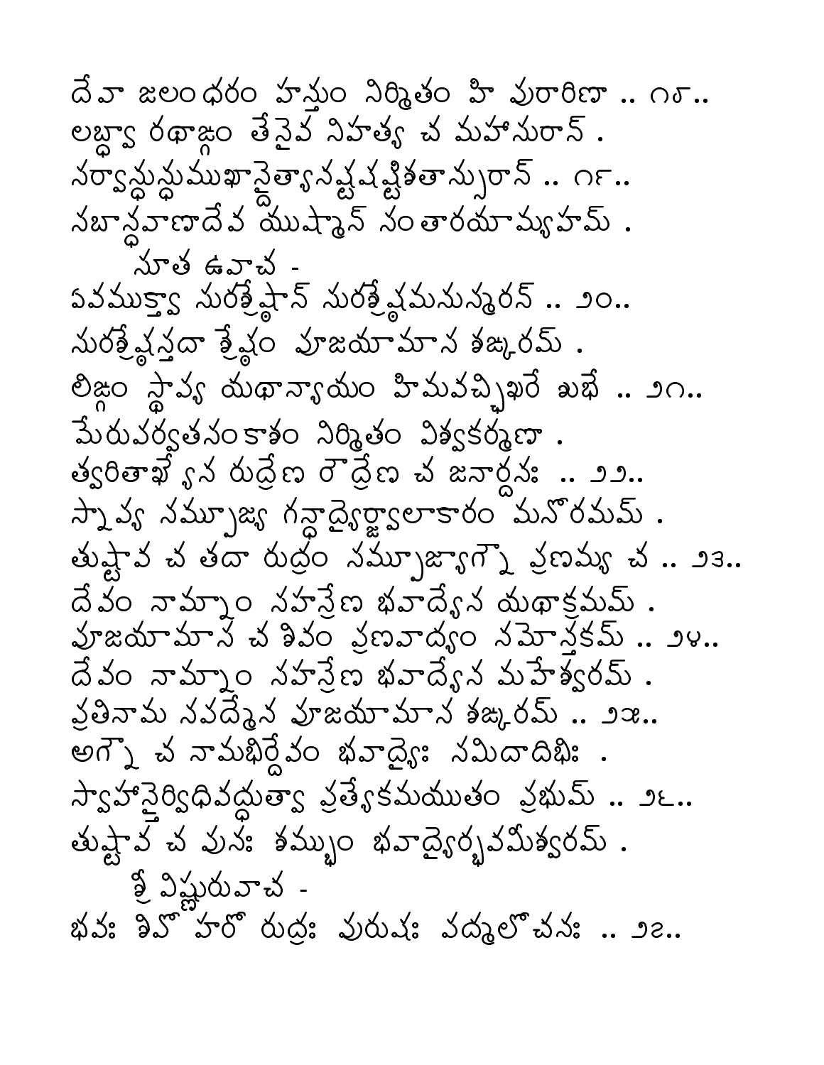దేవా జలంధరం హన్తుం నిర్మితం హి పురారిణా .. ౧౭..
లబ్ధ్వా రథాఙ్గం తేనైవ నిహత్య చ మహాసురాన్ .
సర్వాన్ధున్ధుముఖాన్దైత్యానష్టషష్టిశతాన్సురాన్ .. ౧౮..
సబాన్ధవాణాదేవ యుష్మాన్ సంతారయామ్యహమ్ .

సూత ఉవాచ -

ఏవముక్త్వా సురశ్రేష్ఠాన్ సురశ్రేష్ఠమనుస్మరన్ .. ౨౦..
సురశ్రేష్ఠస్తదా శ్రేష్ఠం పూజయామాస శఙ్కరమ్ .
లిఙ్గం స్థాప్య యథాన్యాయం హిమవచ్ఛిఖరే శుభే .. ౨౧..
మేరుపర్వతసంకాశం నిర్మితం విశ్వకర్మణా .
త్వరితాఖ్యేన రుద్రేణ రౌద్రేణ చ జనార్దనః .. ౨౨..
స్నాప్య సమ్పూజ్య గన్ధాద్యైర్జ్వాలాకారం మనోరమమ్ .
తుష్టావ చ తదా రుద్రం సమ్పూజ్యాగ్నౌ ప్రణమ్య చ .. ౨౩..
దేవం నామ్నాం సహస్రేణ భవాద్యేన యథాక్రమమ్ .
పూజయామాస చ శివం ప్రణవాద్యం నమోన్తకమ్ .. ౨౪..
దేవం నామ్నాం సహస్రేణ భవాద్యేన మహేశ్వరమ్ .
ప్రతినామ సపద్మేన పూజయామాస శఙ్కరమ్ .. ౨౫..
అగ్నౌ చ నామభిర్దేవం భవాద్యైః సమిదాదిభిః .
స్వాహాన్తైర్విధివద్ధుత్వా ప్రత్యేకమయుతం ప్రభుమ్ .. ౨౬..
తుష్టావ చ పునః శమ్భుం భవాద్యైర్భవమీశ్వరమ్ .

శ్రీ విష్ణురువాచ -

భవః శివో హరో రుద్రః పురుషః పద్మలోచనః .. ౨౭..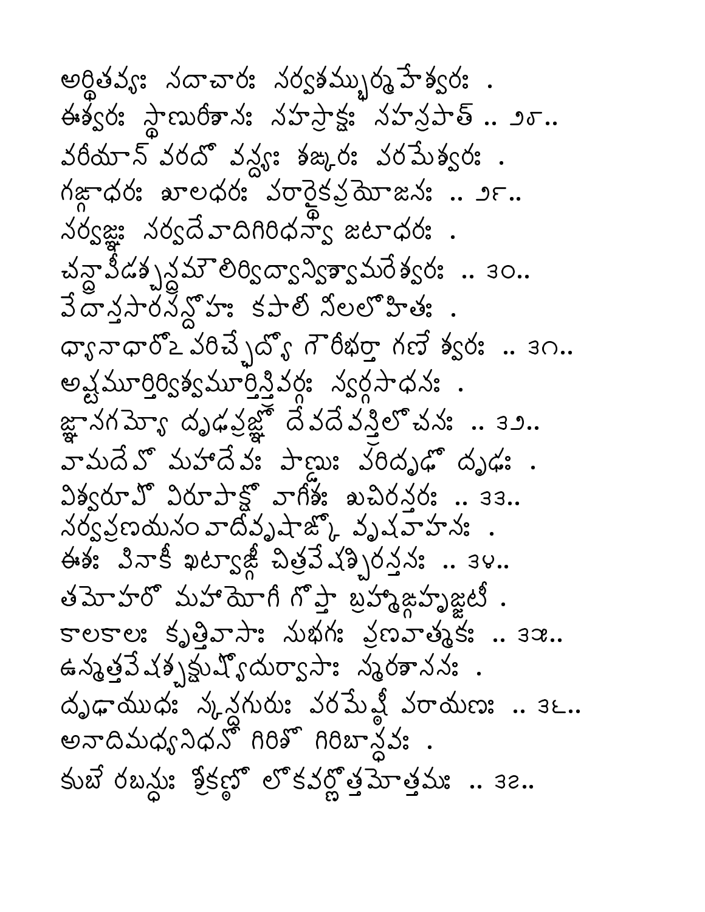అర్థితవ్యః సదాచారః సర్వశమ్భుర్మహేశ్వరః .
ఈశ్వరః స్థాణురీశానః సహస్రాక్షః సహస్రపాత్ .. ౨౮..
వరీయాన్ వరదో వన్ద్యః శఙ్కరః పరమేశ్వరః .
గఙ్గాధరః శూలధరః పరార్థైకప్రయోజనః .. ౨౯..
సర్వజ్ఞః సర్వదేవాదిగిరిధన్వా జటాధరః .
చన్ద్రాపీడశ్చన్ద్రమౌలిర్విద్వాన్విశ్వామరేశ్వరః .. ౩౦..
వేదాన్తసారసన్దోహః కపాలీ నీలలోహితః .
ధ్యానాధారోఽపరిచ్ఛేద్యో గౌరీభర్తా గణేశ్వరః .. ౩౧..
అష్టమూర్తిర్విశ్వమూర్తిస్త్రివర్గః స్వర్గసాధనః .
జ్ఞానగమ్యో దృఢప్రజ్ఞో దేవదేవస్త్రిలోచనః .. ౩౨..
వామదేవో మహాదేవః పాణ్డుః పరిదృఢో దృఢః .
విశ్వరూపో విరూపాక్షో వాగీశః శుచిరన్తరః .. ౩౩..
సర్వప్రణయసంవాదీవృషాఙ్కో వృషవాహనః .
ఈశః పినాకీ ఖట్వాఙ్గీ చిత్రవేషశ్చిరన్తనః .. ౩౪..
తమోహరో మహాయోగీ గోప్తా బ్రహ్మాఙ్గహృజ్జటీ .
కాలకాలః కృత్తివాసాః సుభగః ప్రణవాత్మకః .. ౩౫..
ఉన్మత్తవేషశ్చక్షుష్యోదుర్వాసాః స్మరశాసనః .
దృఢాయుధః స్కన్దగురుః పరమేష్ఠీ పరాయణః .. ౩౬..
అనాదిమధ్యనిధనో గిరిశో గిరిబాన్ధవః .
కుబేరబన్ధుః శ్రీకణ్ఠో లోకవర్ణోత్తమోత్తమః .. ౩౭..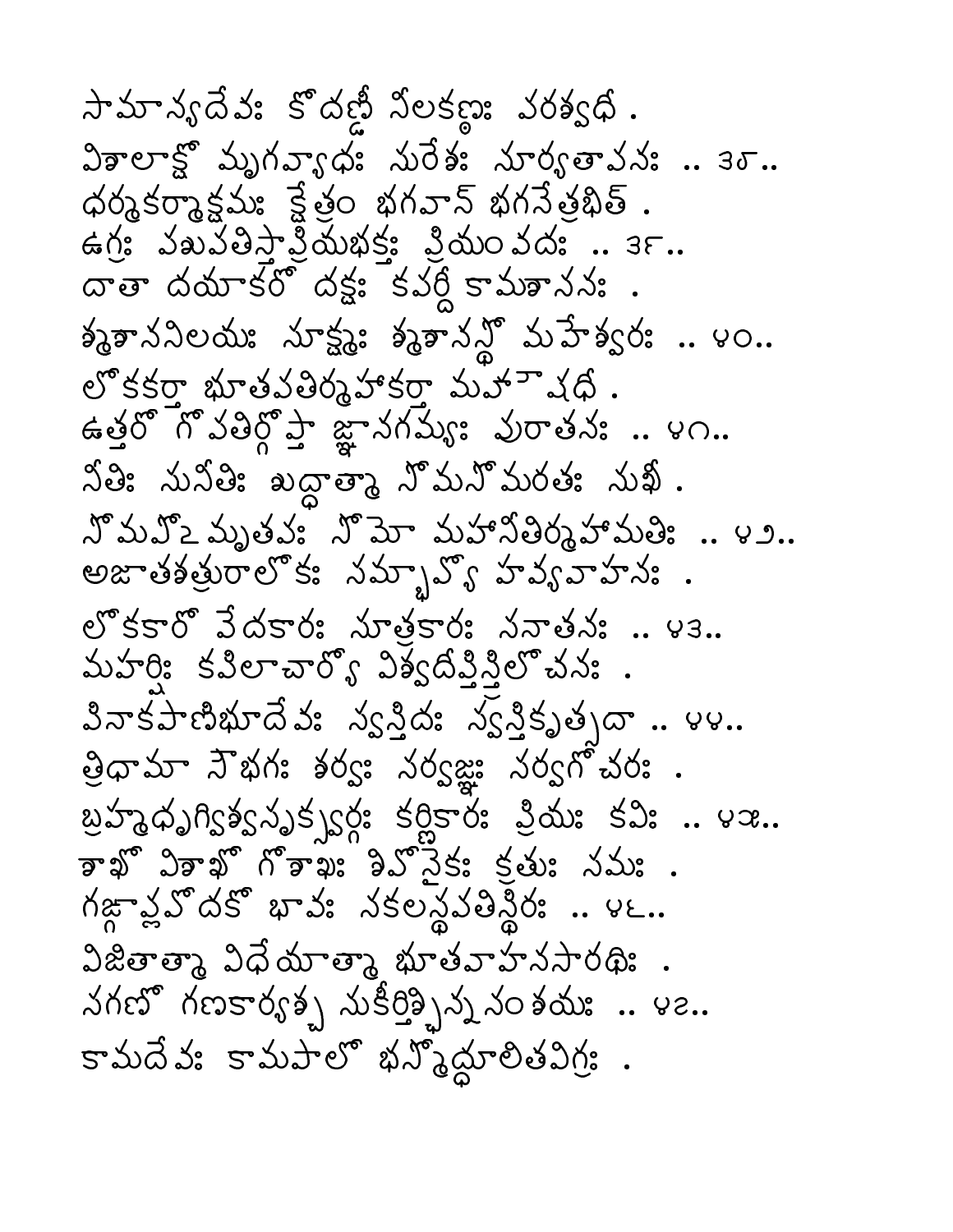సామాన్యదేవః కోదణ్డీ నీలకణ్ఠః పరశ్వధీ .
విశాలాక్షో మృగవ్యాధః సురేశః సూర్యతాపనః .. ౩౮..
ధర్మకర్మాక్షమః క్షేత్రం భగవాన్ భగనేత్రభిత్ .
ఉగ్రః పశుపతిస్తార్క్ష్యప్రియభక్తః ప్రియంవదః .. ౩౯..
దాతా దయాకరో దక్షః కపర్దీ కామశాసనః .
శ్మశాననిలయః సూక్ష్మః శ్మశానస్థో మహేశ్వరః .. ౪౦..
లోకకర్తా భూతపతిర్మహాకర్తా మహౌషధీ .
ఉత్తరో గోపతిర్గోప్తా జ్ఞానగమ్యః పురాతనః .. ౪౧..
నీతిః సునీతిః శుద్ధాత్మా సోమసోమరతః సుఖీ .
సోమపోఽమృతపః సోమో మహానీతిర్మహామతిః .. ౪౨..
అజాతశత్రురాలోకః సమ్భావ్యో హవ్యవాహనః .
లోకకారో వేదకారః సూత్రకారః సనాతనః .. ౪౩..
మహర్షిః కపిలాచార్యో విశ్వదీప్తిస్త్రిలోచనః .
పినాకపాణిభూదేవః స్వస్తిదః స్వస్తికృత్సదా .. ౪౪..
త్రిధామా సౌభగః శర్వః సర్వజ్ఞః సర్వగోచరః .
బ్రహ్మధృగ్విశ్వసృక్స్వర్గః కర్ణికారః ప్రియః కవిః .. ౪౫..
శాఖో విశాఖో గోశాఖః శివో నైకః క్రతుః సమః .
గఙ్గాప్లవోదకో భావః సకలస్థపతిస్థిరః .. ౪౬..
విజితాత్మా విధేయాత్మా భూతవాహనసారథిః .
సగణో గణకార్యశ్చ సుకీర్తిశ్ఛిన్నసంశయః .. ౪౭..
కామదేవః కామపాలో భస్మోద్ధూలితవిగ్రహః .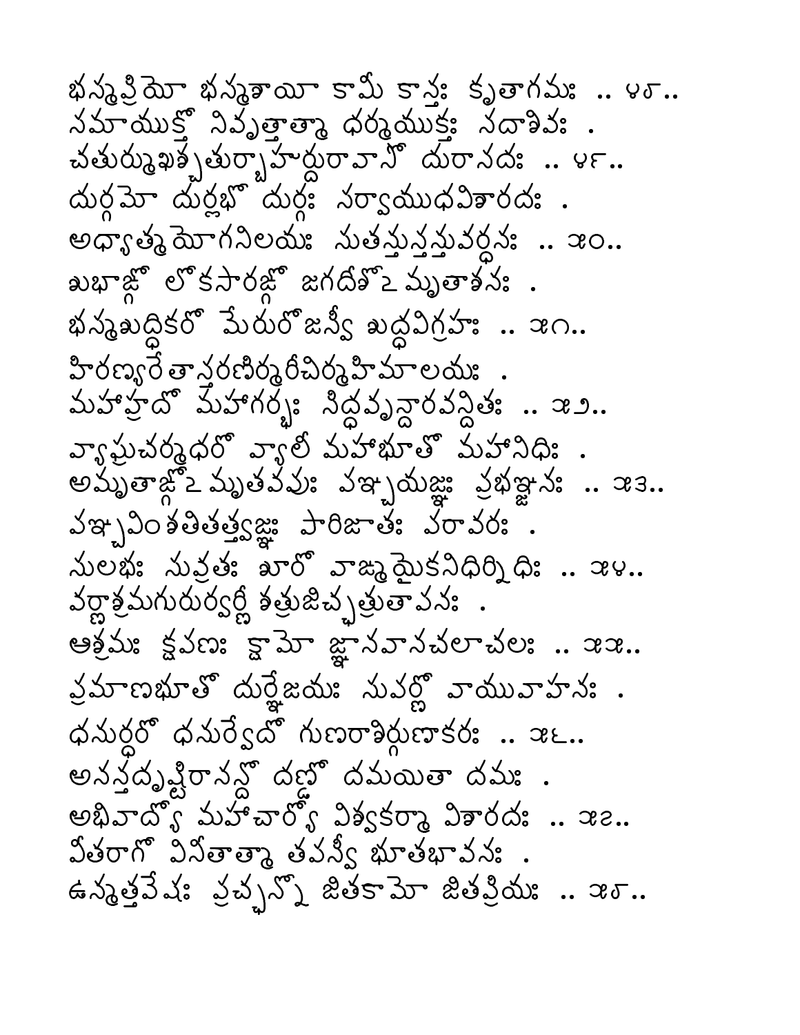భస్మప్రియో భస్మశాయీ కామీ కాన్తః కృతాగమః .. ౪౮..
సమాయుక్తో నివృత్తాత్మా ధర్మయుక్తః సదాశివః .
చతుర్ముఖశ్చతుర్బాహుర్దురావాసో దురాసదః .. ౪౯..
దుర్గమో దుర్లభో దుర్గః సర్వాయుధవిశారదః .
అధ్యాత్మయోగనిలయః సుతన్తుస్తన్తువర్ధనః .. ౫౦..
శుభాఙ్గో లోకసారఙ్గో జగదీశోఽమృతాశనః .
భస్మశుద్ధికరో మేరురోజస్వీ శుద్ధవిగ్రహః .. ౫౧..
హిరణ్యరేతాస్తరణిర్మరీచిర్మహిమాలయః .
మహాహ్రదో మహాగర్భః సిద్ధవృన్దారవన్దితః .. ౫౨..
వ్యాఘ్రచర్మధరో వ్యాలీ మహాభూతో మహానిధిః .
అమృతాఙ్గోఽమృతవపుః పఞ్చయజ్ఞః ప్రభఞ్జనః .. ౫౩..
పఞ్చవింశతితత్త్వజ్ఞః పారిజాతః పరావరః .
సులభః సువ్రతః శూరో వాఙ్మయైకనిధిర్నిధిః .. ౫౪..
వర్ణాశ్రమగురుర్వర్ణీ శత్రుజిచ్ఛత్రుతాపనః .
ఆశ్రమః క్షపణః క్షామో జ్ఞానవానచలాచలః .. ౫౫..
ప్రమాణభూతో దుర్జ్ఞేయః సుపర్ణో వాయువాహనః .
ధనుర్ధరో ధనుర్వేదో గుణరాశిర్గుణాకరః .. ౫౬..
అనన్తదృష్టిరానన్దో దణ్డో దమయితా దమః .
అభివాద్యో మహాచార్యో విశ్వకర్మా విశారదః .. ౫౭..
వీతరాగో వినీతాత్మా తపస్వీ భూతభావనః .
ఉన్మత్తవేషః ప్రచ్ఛన్నో జితకామో జితప్రియః .. ౫౮..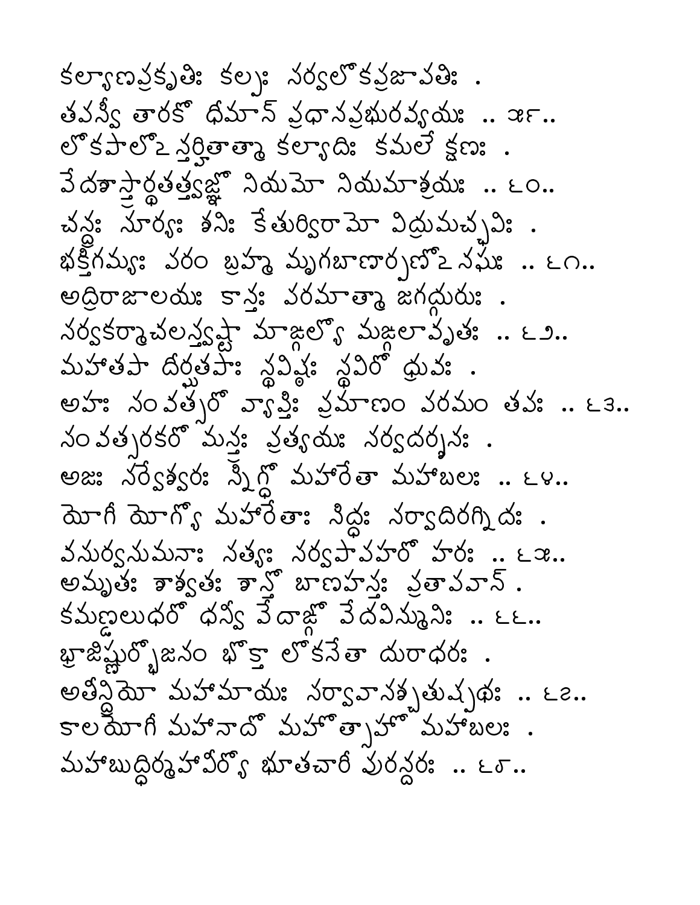కల్యాణప్రకృతిః కల్పః సర్వలోకప్రజాపతిః .
తపస్వీ తారకో ధీమాన్ ప్రధానప్రభురవ్యయః .. ౫౯..
లోకపాలోఽన్తర్హితాత్మా కల్యాదిః కమలేక్షణః .
వేదశాస్త్రార్థతత్త్వజ్ఞో నియమో నియమాశ్రయః .. ౬౦..
చన్ద్రః సూర్యః శనిః కేతుర్విరామో విద్రుమచ్ఛవిః .
భక్తిగమ్యః పరం బ్రహ్మ మృగబాణార్పణోఽనఘః .. ౬౧..
అద్రిరాజాలయః కాన్తః పరమాత్మా జగద్గురుః .
సర్వకర్మాచలస్త్వష్టా మాఙ్గల్యో మఙ్గలావృతః .. ౬౨..
మహాతపా దీర్ఘతపాః స్థవిష్ఠః స్థవిరో ధ్రువః .
అహః సంవత్సరో వ్యాప్తిః ప్రమాణం పరమం తపః .. ౬౩..
సంవత్సరకరో మన్త్రః ప్రత్యయః సర్వదర్శనః .
అజః సర్వేశ్వరః స్నిగ్ధో మహారేతా మహాబలః .. ౬౪..
యోగీ యోగ్యో మహారేతాః సిద్ధః సర్వాదిరగ్నిదః .
వసుర్వసుమనాః సత్యః సర్వపాపహరో హరః .. ౬౫..
అమృతః శాశ్వతః శాన్తో బాణహస్తః ప్రతాపవాన్ .
కమణ్డలుధరో ధన్వీ వేదాఙ్గో వేదవిన్మునిః .. ౬౬..
భ్రాజిష్ణుర్భోజనం భోక్తా లోకనేతా దురాధరః .
అతీన్ద్రియో మహామాయః సర్వావాసశ్చతుష్పథః .. ౬౭..
కాలయోగీ మహానాదో మహోత్సాహో మహాబలః .
మహాబుద్ధిర్మహావీర్యో భూతచారీ పురన్దరః .. ౬౮..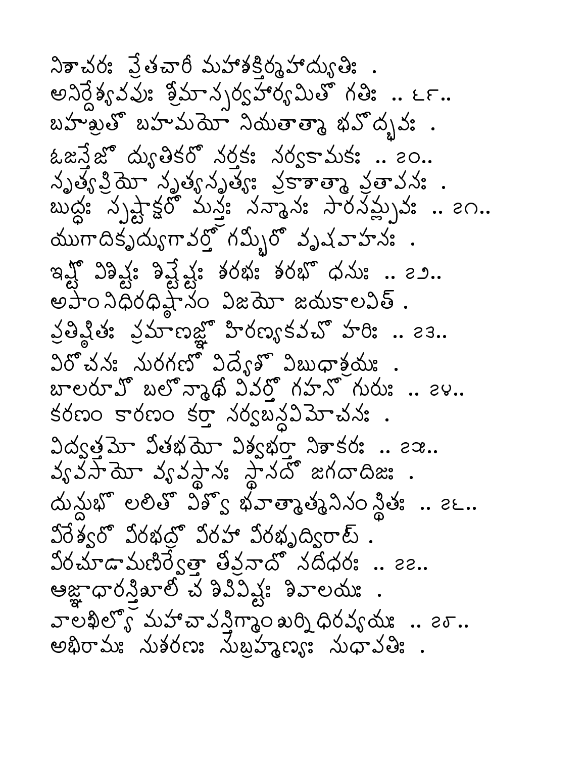నిశాచరః ప్రేతచారీ మహాశక్తిర్మహాద్యుతిః .
అనిర్దేశ్యవపుః శ్రీమాన్సర్వహార్యమితో గతిః .. ౧౯..
బహుశ్రుతో బహుమయో నియతాత్మా భవోద్భవః .
ఓజస్తేజో ద్యుతికరో నర్తకః సర్వకామకః .. ౨౦..
నృత్యప్రియో నృత్యనృత్యః ప్రకాశాత్మా ప్రతాపనః .
బుద్ధః స్పష్టాక్షరో మన్త్రః సన్మానః సారసమ్ప్లవః .. ౨౧..
యుగాదికృద్యుగావర్తో గమ్భీరో వృషవాహనః .
ఇష్టో విశిష్టః శిష్టేష్టః శరభః శరభో ధనుః .. ౨౨..
అపాంనిధిరధిష్ఠానం విజయో జయకాలవిత్ .
ప్రతిష్ఠితః ప్రమాణజ్ఞో హిరణ్యకవచో హరిః .. ౨౩..
విరోచనః సురగణో విద్యేశో విబుధాశ్రయః .
బాలరూపో బలోన్మాథీ వివర్తో గహనో గురుః .. ౨౪..
కరణం కారణం కర్తా సర్వబన్ధవిమోచనః .
విద్వత్తమో వీతభయో విశ్వభర్తా నిశాకరః .. ౨౫..
వ్యవసాయో వ్యవస్థానః స్థానదో జగదాదిజః .
దున్దుభో లలితో విశ్వో భవాత్మాత్మనిసంస్థితః .. ౨౬..
వీరేశ్వరో వీరభద్రో వీరహా వీరభృద్విరాట్ .
వీరచూడామణిర్వేత్తా తీవ్రనాదో నదీధరః .. ౨౭..
ఆజ్ఞాధారస్త్రిశూలీ చ శిపివిష్టః శివాలయః .
వాలఖిల్యో మహాచాపస్తిగ్మాంశుర్నిధిరవ్యయః .. ౨౮..
అభిరామః సుశరణః సుబ్రహ్మణ్యః సుధాపతిః .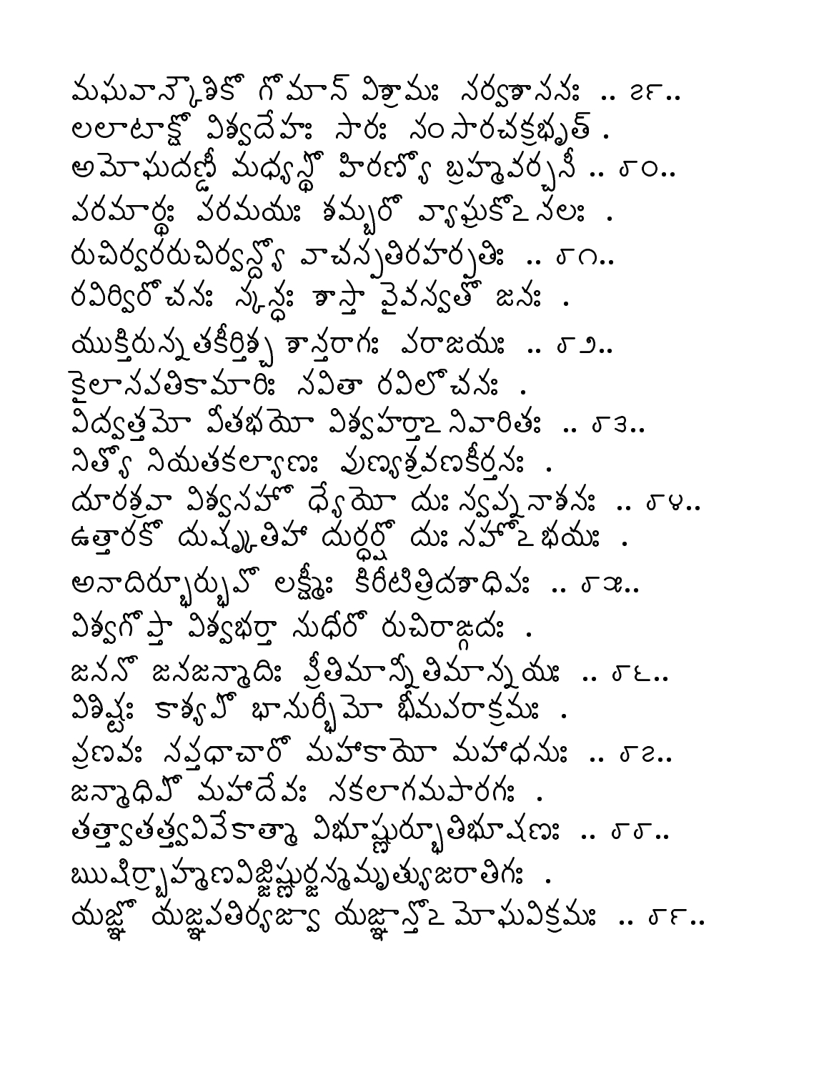మఘవాన్కౌశికో గోమాన్ విశ్రామః సర్వశాసనః .. ౮౯..
లలాటాక్షో విశ్వదేహః సారః సంసారచక్రభృత్ .
అమోఘదణ్డీ మధ్యస్థో హిరణ్యో బ్రహ్మవర్చసీ .. ౯౦..
పరమార్థః పరమయః శమ్బరో వ్యాఘ్రకోఽనలః .
రుచిర్వరరుచిర్వన్ద్యో వాచస్పతిరహర్పతిః .. ౯౧..
రవిర్విరోచనః స్కన్ధః శాస్తా వైవస్వతో జనః .
యుక్తిరున్నతకీర్తిశ్చ శాన్తరాగః పరాజయః .. ౯౨..
కైలాసపతికామారిః సవితా రవిలోచనః .
విద్వత్తమో వీతభయో విశ్వహర్తాఽనివారితః .. ౯౩..
నిత్యో నియతకల్యాణః పుణ్యశ్రవణకీర్తనః .
దూరశ్రవా విశ్వసహో ధ్యేయో దుఃస్వప్ననాశనః .. ౯౪..
ఉత్తారకో దుష్కృతిహా దుర్ధర్షో దుఃసహోఽభయః .
అనాదిర్భూర్భువో లక్ష్మీః కిరీటిత్రిదశాధిపః .. ౯౫..
విశ్వగోప్తా విశ్వభర్తా సుధీరో రుచిరాఙ్గదః .
జననో జనజన్మాదిః ప్రీతిమాన్నీతిమాన్నయః .. ౯౬..
విశిష్టః కాశ్యపో భానుర్భీమో భీమపరాక్రమః .
ప్రణవః సప్తధాచారో మహాకాయో మహాధనుః .. ౯౭..
జన్మాధిపో మహాదేవః సకలాగమపారగః .
తత్త్వాతత్త్వవివేకాత్మా విభూష్ణుర్భూతిభూషణః .. ౯౮..
ఋషిర్బ్రాహ్మణవిజ్జిష్ణుర్జన్మమృత్యుజరాతిగః .
యజ్ఞో యజ్ఞపతిర్యజ్వా యజ్ఞాన్తోఽమోఘవిక్రమః .. ౯౯..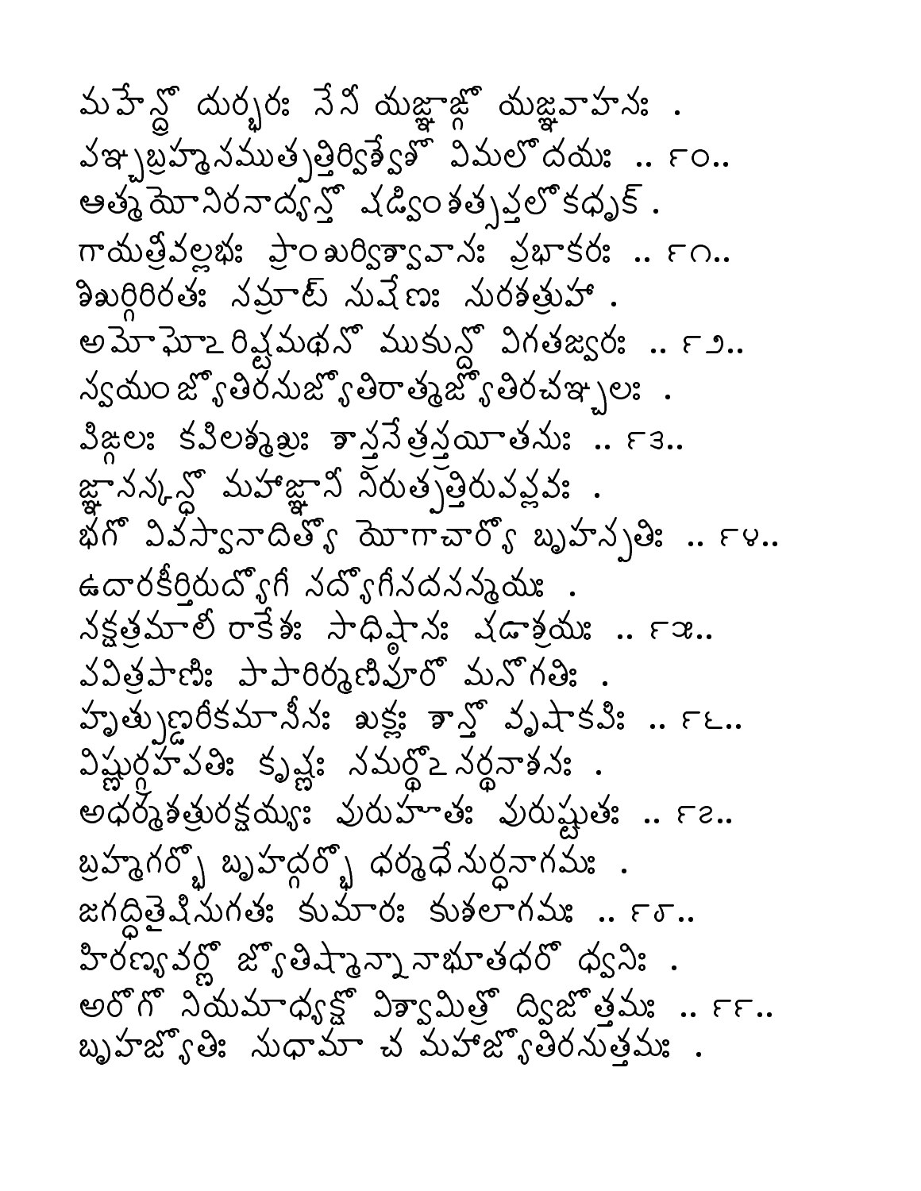మహేన్ద్రో దుర్భరః సేనీ యజ్ఞాఙ్గో యజ్ఞవాహనః .
పఞ్చబ్రహ్మసముత్పత్తిర్విశ్వేశో విమలోదయః .. ౯౦..
ఆత్మయోనిరనాద్యన్తో షడ్వింశత్సప్తలోకధృక్ .
గాయత్రీవల్లభః ప్రాంశుర్విశ్వావాసః ప్రభాకరః .. ౯౧..
శిశుర్గిరిరతః సమ్రాట్ సుషేణః సురశత్రుహా .
అమోఘోఽరిష్టమథనో ముకున్దో విగతజ్వరః .. ౯౨..
స్వయంజ్యోతిరనుజ్యోతిరాత్మజ్యోతిరచఞ్చలః .
పిఙ్గలః కపిలశ్మశ్రుః శాస్త్రనేత్రస్త్రయీతనుః .. ౯౩..
జ్ఞానస్కన్దో మహాజ్ఞానీ నిరుత్పత్తిరుపప్లవః .
భగో వివస్వానాదిత్యో యోగాచార్యో బృహస్పతిః .. ౯౪..
ఉదారకీర్తిరుద్యోగీ సద్యోగీ సదసన్మయః .
నక్షత్రమాలీ రాకేశః సాధిష్ఠానః షడాశ్రయః .. ౯౫..
పవిత్రపాణిః పాపారిర్మణిపూరో మనోగతిః .
హృత్పుణ్డరీకమాసీనః శుక్లః శాన్తో వృషాకపిః .. ౯౬..
విష్ణుర్గ్రహపతిః కృష్ణః సమర్థోఽనర్థనాశనః .
అధర్మశత్రురక్షయ్యః పురుహూతః పురుష్టుతః .. ౯౭..
బ్రహ్మగర్భో బృహద్గర్భో ధర్మధేనుర్ధనాగమః .
జగద్ధితైషిసుగతః కుమారః కుశలాగమః .. ౯౮..
హిరణ్యవర్ణో జ్యోతిష్మాన్నానాభూతధరో ధ్వనిః .
అరోగో నియమాధ్యక్షో విశ్వామిత్రో ద్విజోత్తమః .. ౯౯..
బృహజ్యోతిః సుధామా చ మహాజ్యోతిరనుత్తమః .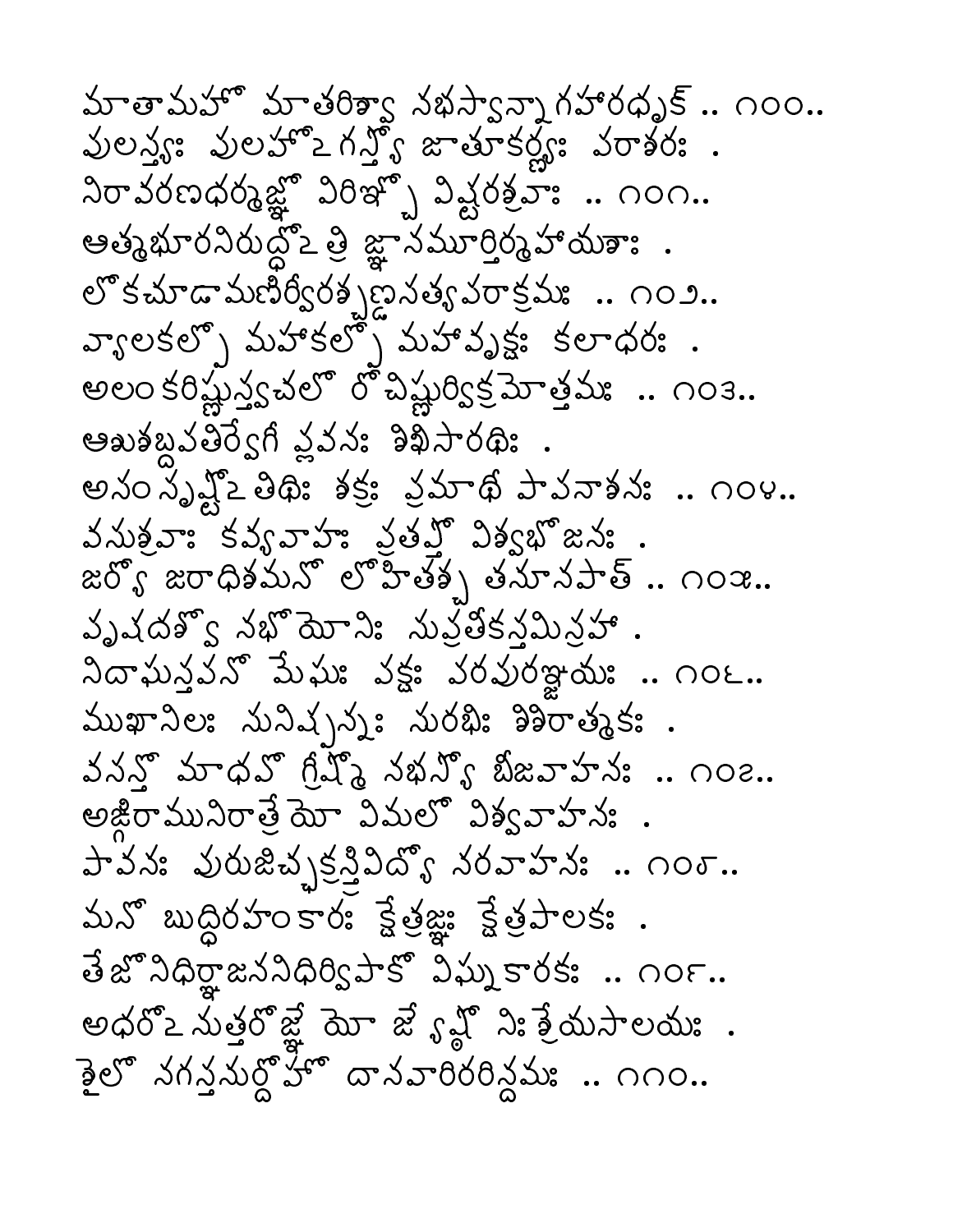మాతామహో మాతరిశ్వా నభస్వాన్నాగహారధృక్ .. ౧౦౦..
పులస్త్యః పులహోఽగస్త్యో జాతూకర్ణ్యః పరాశరః .
నిరావరణధర్మజ్ఞో విరిఞ్చో విష్టరశ్రవాః .. ౧౦౧..
ఆత్మభూరనిరుద్ధోఽత్రి జ్ఞానమూర్తిర్మహాయశాః .
లోకచూడామణిర్వీరశ్చణ్డసత్యపరాక్రమః .. ౧౦౨..
వ్యాలకల్పో మహాకల్పో మహావృక్షః కలాధరః .
అలంకరిష్ణుస్త్వచలో రోచిష్ణుర్విక్రమోత్తమః .. ౧౦౩..
ఆశుశబ్దపతిర్వేగీ ప్లవనః శిఖిసారథిః .
అసంసృష్టోఽతిథిః శక్రః ప్రమాథీ పాపనాశనః .. ౧౦౪..
వసుశ్రవాః కవ్యవాహః ప్రతప్తో విశ్వభోజనః .
జర్యో జరాధిశమనో లోహితశ్చ తనూనపాత్ .. ౧౦౫..
పృషదశ్వో నభోయోనిః సుప్రతీకస్తమిస్రహా .
నిదాఘస్తపనో మేఘః పక్షః పరపురఞ్జయః .. ౧౦౬..
ముఖానిలః సునిష్పన్నః సురభిః శిశిరాత్మకః .
వసన్తో మాధవో గ్రీష్మో నభస్యో బీజవాహనః .. ౧౦౭..
అఙ్గిరాముసిరాత్రేయో విమలో విశ్వవాహనః .
పావనః పురుజిచ్ఛక్రస్త్రివిద్యో నరవాహనః .. ౧౦౮..
మనో బుద్ధిరహంకారః క్షేత్రజ్ఞః క్షేత్రపాలకః .
తేజోనిధిర్జ్ఞాననిధిర్విపాకో విఘ్నకారకః .. ౧౦౯..
అధరోఽనుత్తరోజ్ఞేయో జ్యేష్ఠో నిఃశ్రేయసాలయః .
శైలో నగస్తనుర్దోహో దానవారిరరిన్దమః .. ౧౧౦..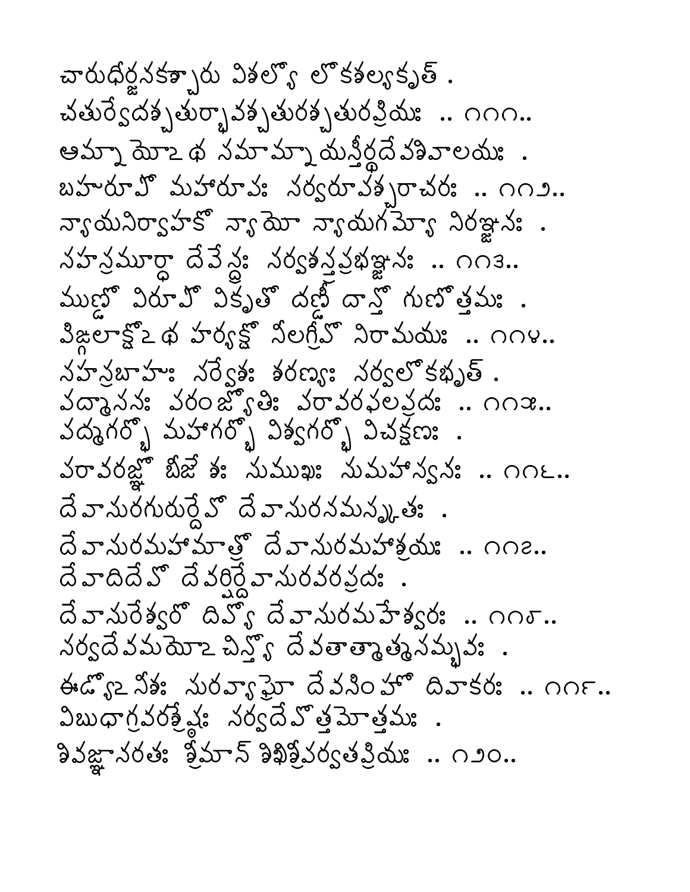చారుధీర్జనకశ్చారు విశల్యో లోకశల్యకృత్ .
చతుర్వేదశ్చతుర్భావశ్చతురశ్చతురప్రియః .. ౧౧౧..
ఆమ్నాయోఽథ సమామ్నాయస్తీర్థదేవశివాలయః .
బహురూపో మహారూపః సర్వరూపశ్చరాచరః .. ౧౧౨..
న్యాయనిర్వాహకో న్యాయో న్యాయగమ్యో నిరఞ్జనః .
సహస్రమూర్ధా దేవేన్ద్రః సర్వశస్త్రప్రభఞ్జనః .. ౧౧౩..
ముణ్డో విరూపో వికృతో దణ్డీ దాన్తో గుణోత్తమః .
పిఙ్గలాక్షోఽథ హర్యక్షో నీలగ్రీవో నిరామయః .. ౧౧౪..
సహస్రబాహుః సర్వేశః శరణ్యః సర్వలోకభృత్ .
పద్మాసనః పరంజ్యోతిః పరావరఫలప్రదః .. ౧౧౫..
పద్మగర్భో మహాగర్భో విశ్వగర్భో విచక్షణః .
పరావరజ్ఞో బీజేశః సుముఖః సుమహాస్వనః .. ౧౧౬..
దేవాసురగురుర్దేవో దేవాసురనమస్కృతః .
దేవాసురమహామాత్రో దేవాసురమహాశ్రయః .. ౧౧౭..
దేవాదిదేవో దేవర్షిర్దేవాసురవరప్రదః .
దేవాసురేశ్వరో దివ్యో దేవాసురమహేశ్వరః .. ౧౧౮..
సర్వదేవమయోఽచిన్త్యో దేవతాత్మాత్మసమ్భవః .
ఈడ్యోఽనీశః సురవ్యాఘ్రో దేవసింహో దివాకరః .. ౧౧౯..
విబుధాగ్రవరశ్రేష్ఠః సర్వదేవోత్తమోత్తమః .
శివజ్ఞానరతః శ్రీమాన్ శిఖిశ్రీపర్వతప్రియః .. ౧౨౦..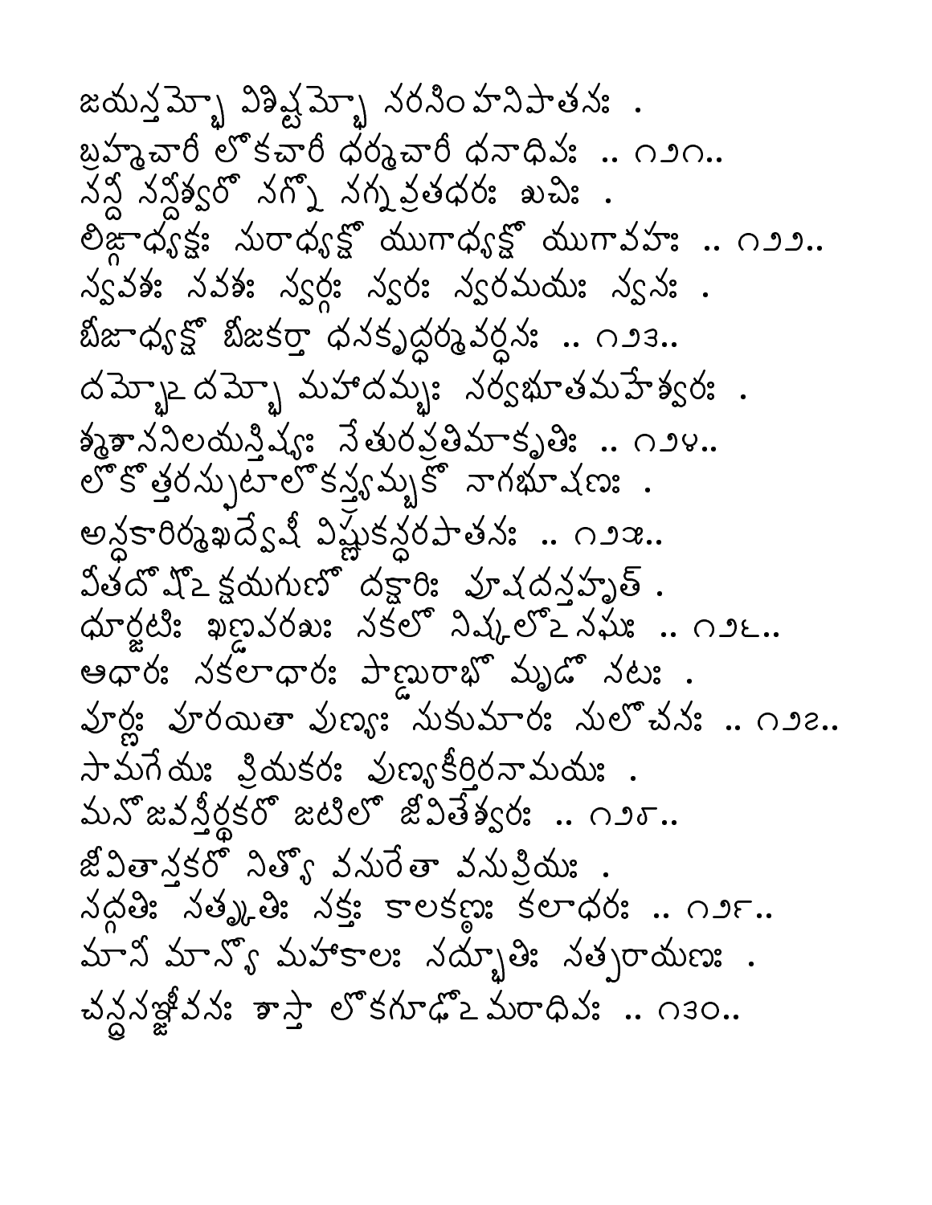జయస్తమ్భో విశిష్టమ్భో నరసింహనిపాతనః .
బ్రహ్మచారీ లోకచారీ ధర్మచారీ ధనాధిపః .. ౧౨౧..
నన్దీ నన్దీశ్వరో నగ్నో నగ్నవ్రతధరః శుచిః .
లిఙ్గాధ్యక్షః సురాధ్యక్షో యుగాధ్యక్షో యుగావహః .. ౧౨౨..
స్వవశః సవశః స్వర్గః స్వరః స్వరమయః స్వనః .
బీజాధ్యక్షో బీజకర్తా ధనకృద్ధర్మవర్ధనః .. ౧౨౩..
దమ్భోఽదమ్భో మహాదమ్భః సర్వభూతమహేశ్వరః .
శ్మశాననిలయస్తిష్యః సేతురప్రతిమాకృతిః .. ౧౨౪..
లోకోత్తరస్ఫుటాలోకస్త్ర్యమ్బకో నాగభూషణః .
అన్ధకారిర్మఖద్వేషీ విష్ణుకన్ధరపాతనః .. ౧౨౫..
వీతదోషోఽక్షయగుణో దక్షారిః పూషదన్తహృత్ .
ధూర్జటిః ఖణ్డపరశుః సకలో నిష్కలోఽనఘః .. ౧౨౬..
ఆధారః సకలాధారః పాణ్డురాభో మృడో నటః .
పూర్ణః పూరయితా పుణ్యః సుకుమారః సులోచనః .. ౧౨౭..
సామగేయః ప్రియకరః పుణ్యకీర్తిరనామయః .
మనోజవస్తీర్థకరో జటిలో జీవితేశ్వరః .. ౧౨౮..
జీవితాన్తకరో నిత్యో వసురేతా వసుప్రియః .
సద్గతిః సత్కృతిః సక్తః కాలకణ్ఠః కలాధరః .. ౧౨౯..
మానీ మాన్యో మహాకాలః సద్భూతిః సత్పరాయణః .
చన్ద్రసఞ్జీవనః శాస్తా లోకగూఢోఽమరాధిపః .. ౧౩౦..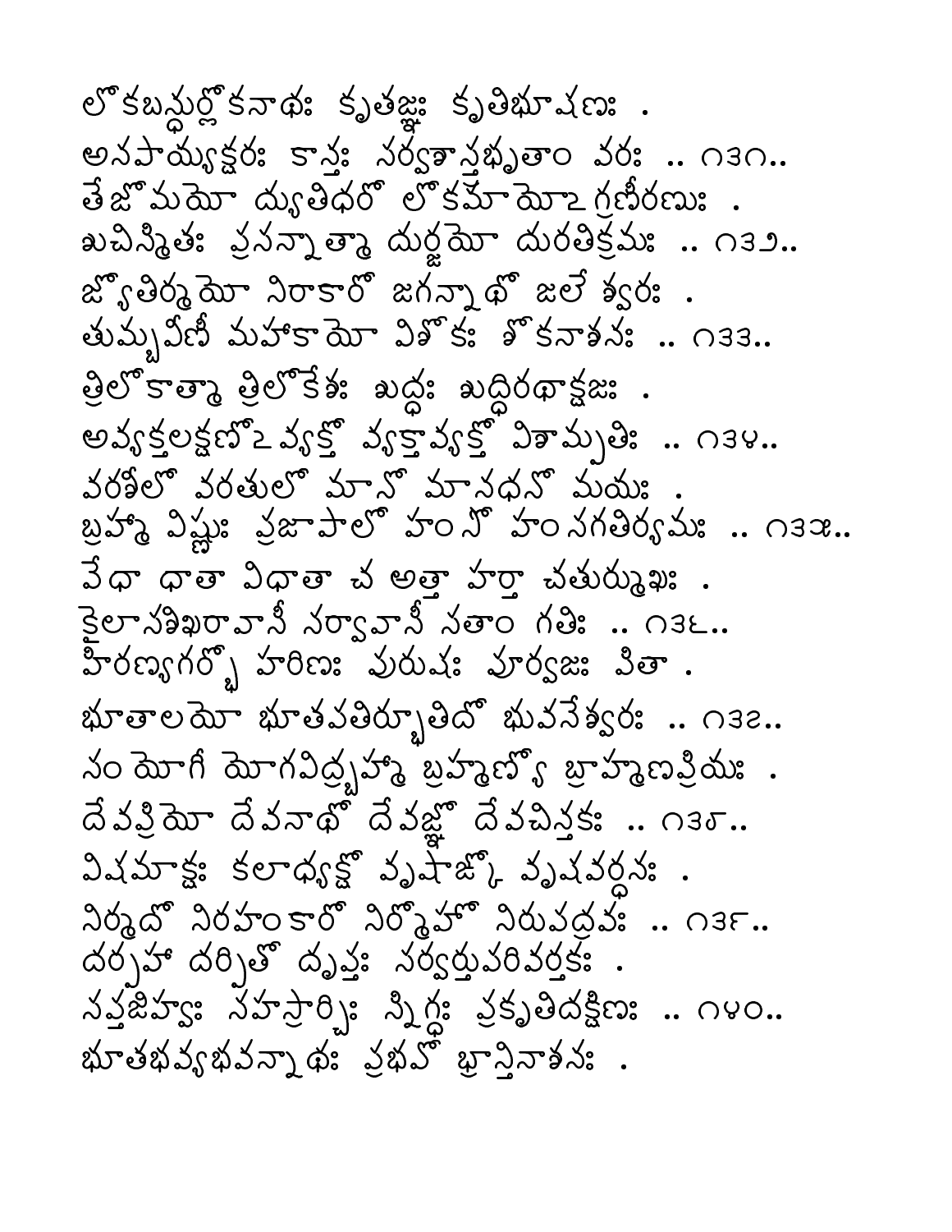లోకబన్ధుర్లోకనాథః కృతజ్ఞః కృతిభూషణః .
అనపాయ్యక్షరః కాన్తః సర్వశస్త్రభృతాం వరః .. ౧౩౧..
తేజోమయో ద్యుతిధరో లోకమాయోఽగ్రణీరణుః .
శుచిస్మితః ప్రసన్నాత్మా దుర్జయో దురతిక్రమః .. ౧౩౨..
జ్యోతిర్మయో నిరాకారో జగన్నాథో జలేశ్వరః .
తుమ్బవీణీ మహాకాయో విశోకః శోకనాశనః .. ౧౩౩..
త్రిలోకాత్మా త్రిలోకేశః శుద్ధః శుద్ధిరథాక్షజః .
అవ్యక్తలక్షణోఽవ్యక్తో వ్యక్తావ్యక్తో విశామ్పతిః .. ౧౩౪..
వరశీలో వరతులో మానో మానధనో మయః .
బ్రహ్మా విష్ణుః ప్రజాపాలో హంసో హంసగతిర్యమః .. ౧౩౫..
వేధా ధాతా విధాతా చ అత్తా హర్తా చతుర్ముఖః .
కైలాసశిఖరావాసీ సర్వావాసీ సతాం గతిః .. ౧౩౬..
హిరణ్యగర్భో హరిణః పురుషః పూర్వజః పితా .
భూతాలయో భూతపతిర్భూతిదో భువనేశ్వరః .. ౧౩౭..
సంయోగీ యోగవిద్బ్రహ్మా బ్రహ్మణ్యో బ్రాహ్మణప్రియః .
దేవప్రియో దేవనాథో దేవజ్ఞో దేవచిన్తకః .. ౧౩౮..
విషమాక్షః కలాధ్యక్షో వృషాఙ్కో వృషవర్ధనః .
నిర్మదో నిరహంకారో నిర్మోహో నిరుపద్రవః .. ౧౩౯..
దర్పహా దర్పితో దృప్తః సర్వర్తుపరివర్తకః .
సప్తజిహ్వః సహస్రార్చిః స్నిగ్ధః ప్రకృతిదక్షిణః .. ౧౪౦..
భూతభవ్యభవన్నాథః ప్రభవో భ్రాన్తినాశనః .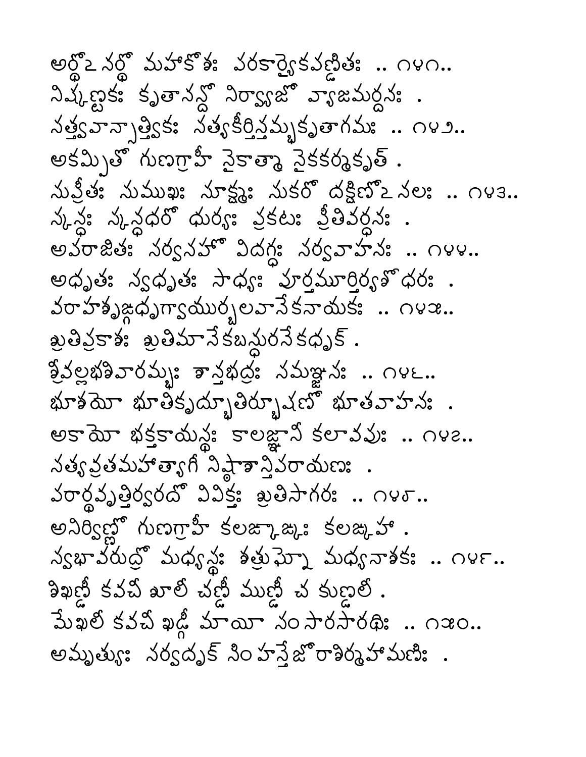అర్థోఽనర్థో మహాకోశః పరకార్యైకపణ్డితః .. ౧౪౧..
నిష్కణ్టకః కృతానన్దో నిర్వ్యాజో వ్యాజమర్దనః .
సత్త్వవాన్సాత్త్వికః సత్యకీర్తిస్తమ్భకృతాగమః .. ౧౪౨..
అకమ్పితో గుణగ్రాహీ నైకాత్మా నైకకర్మకృత్ .
సుప్రీతః సుముఖః సూక్ష్మః సుకరో దక్షిణోఽనలః .. ౧౪౩..
స్కన్ధః స్కన్ధధరో ధుర్యః ప్రకటః ప్రీతివర్ధనః .
అపరాజితః సర్వసహో విదగ్ధః సర్వవాహనః .. ౧౪౪..
అధృతః స్వధృతః సాధ్యః పూర్తమూర్తిర్యశోధరః .
వరాహశృఙ్గధృగ్వాయుర్బలవానేకనాయకః .. ౧౪౫..
శ్రుతిప్రకాశః శ్రుతిమానేకబన్ధురనేకధృక్ .
శ్రీవల్లభశివారమ్భః శాన్తభద్రః సమఞ్జసః .. ౧౪౬..
భూశయో భూతికృద్భూతిర్భూషణో భూతవాహనః .
అకాయో భక్తకాయస్థః కాలజ్ఞానీ కలావపుః .. ౧౪౭..
సత్యవ్రతమహాత్యాగీ నిష్ఠాశాన్తిపరాయణః .
పరార్థవృత్తిర్వరదో వివిక్తః శ్రుతిసాగరః .. ౧౪౮..
అనిర్విణ్ణో గుణగ్రాహీ కలఙ్కాఙ్కః కలఙ్కహా .
స్వభావరుద్రో మధ్యస్థః శత్రుఘ్నో మధ్యనాశకః .. ౧౪౯..
శిఖణ్డీ కవచీ శూలీ చణ్డీ ముణ్డీ చ కుణ్డలీ .
మేఖలీ కవచీ ఖడ్గీ మాయీ సంసారసారథిః .. ౧౫౦..
అమృత్యుః సర్వదృక్ సింహస్తేజోరాశిర్మహామణిః .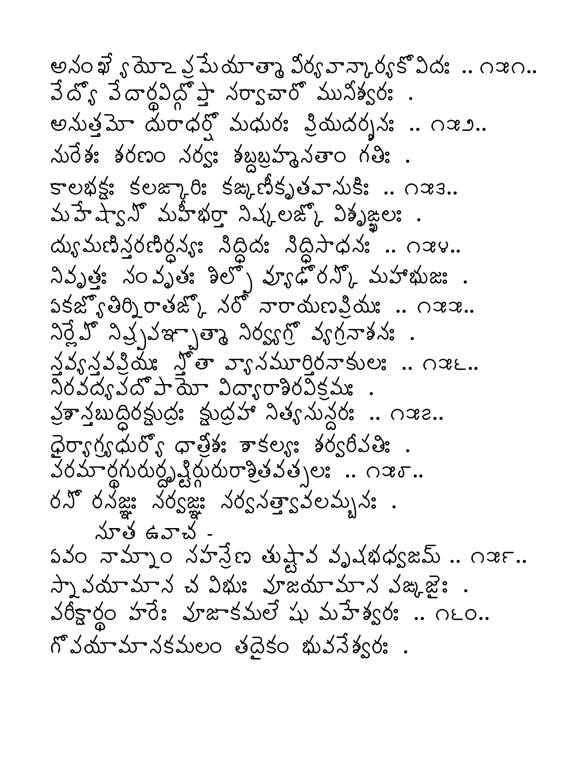అసంఖ్యేయోఽప్రమేయాత్మా వీర్యవాన్కార్యకోవిదః .. ౧౫౧..
వేద్యో వేదార్థవిద్గోప్తా సర్వాచారో మునీశ్వరః .
అనుత్తమో దురాధర్షో మధురః ప్రియదర్శనః .. ౧౫౨..
సురేశః శరణం సర్వః శబ్దబ్రహ్మసతాం గతిః .
కాలభక్షః కలఙ్కారిః కఙ్కణీకృతవాసుకిః .. ౧౫౩..
మహేష్వాసో మహీభర్తా నిష్కలఙ్కో విశృఙ్ఖలః .
ద్యుమణిస్తరణిర్ధన్యః సిద్ధిదః సిద్ధిసాధనః .. ౧౫౪..
నివృత్తః సంవృతః శిల్పో వ్యూఢోరస్కో మహాభుజః .
ఏకజ్యోతిర్నిరాతఙ్కో నరో నారాయణప్రియః .. ౧౫౫..
నిర్లేపో నిష్ప్రపఞ్చాత్మా నిర్వ్యగ్రో వ్యగ్రనాశనః .
స్తవ్యస్తవప్రియః స్తోతా వ్యాసమూర్తిరనాకులః .. ౧౫౬..
నిరవద్యపదోపాయో విద్యారాశిరవిక్రమః .
ప్రశాన్తబుద్ధిరక్షుద్రః క్షుద్రహా నిత్యసున్దరః .. ౧౫౭..
ధైర్యాగ్ర్యధుర్యో ధాత్రీశః శాకల్యః శర్వరీపతిః .
పరమార్థగురుర్దృష్టిర్గురురాశ్రితవత్సలః .. ౧౫౮..
రసో రసజ్ఞః సర్వజ్ఞః సర్వసత్త్వావలమ్బనః .

సూత ఉవాచ -

ఏవం నామ్నాం సహస్రేణ తుష్టావ వృషభధ్వజమ్ .. ౧౫౯..
స్నాపయామాస చ విభుః పూజయామాస పఙ్కజైః .
పరీక్షార్థం హరేః పూజాకమలేషు మహేశ్వరః .. ౧౬౦..
గోపయామాసకమలం తదైకం భువనేశ్వరః .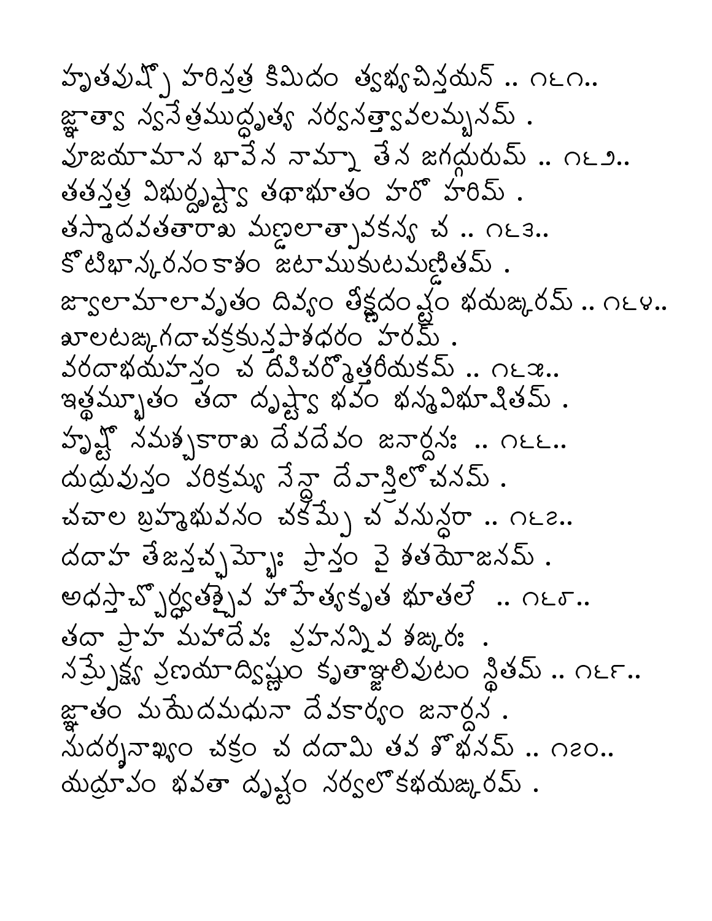హృతపుష్పో హరిస్తత్ర కిమిదం త్వభ్యచిన్తయన్ .. ౧౬౧..
జ్ఞాత్వా స్వనేత్రముద్ధృత్య సర్వసత్త్వావలమ్బనమ్ .
పూజయామాస భావేన నామ్నా తేన జగద్గురుమ్ .. ౧౬౨..
తతస్తత్ర విభుర్దృష్ట్వా తథాభూతం హరో హరిమ్ .
తస్మాదవతతారాశు మణ్డలాత్పావకస్య చ .. ౧౬౩..
కోటిభాస్కరసంకాశం జటాముకుటమణ్డితమ్ .
జ్వాలామాలావృతం దివ్యం తీక్ష్ణదంష్ట్రం భయఙ్కరమ్ .. ౧౬౪..
శూలటఙ్కగదాచక్రకున్తపాశధరం హరమ్ .
వరదాభయహస్తం చ దీపిచర్మోత్తరీయకమ్ .. ౧౬౫..
ఇత్థమ్భూతం తదా దృష్ట్వా భవం భస్మవిభూషితమ్ .
హృష్టో నమశ్చకారాశు దేవదేవం జనార్దనః .. ౧౬౬..
దుద్రువుస్తం పరిక్రమ్య సేన్ద్రా దేవాస్త్రిలోచనమ్ .
చచాల బ్రహ్మభువనం చకమ్పే చ వసున్ధరా .. ౧౬౭..
దదాహ తేజస్తచ్ఛమ్భోః ప్రాన్తం వై శతయోజనమ్ .
అధస్తాచ్చోర్ధ్వతశ్చైవ హాహేత్యకృత భూతలే .. ౧౬౮..
తదా ప్రాహ మహాదేవః ప్రహసన్నివ శఙ్కరః .
సమ్ప్రేక్ష్య ప్రణయాద్విష్ణుం కృతాఞ్జలిపుటం స్థితమ్ .. ౧౬౯..
జ్ఞాతం మయేదమధునా దేవకార్యం జనార్దన .
సుదర్శనాఖ్యం చక్రం చ దదామి తవ శోభనమ్ .. ౧౭౦..
యద్రూపం భవతా దృష్టం సర్వలోకభయఙ్కరమ్ .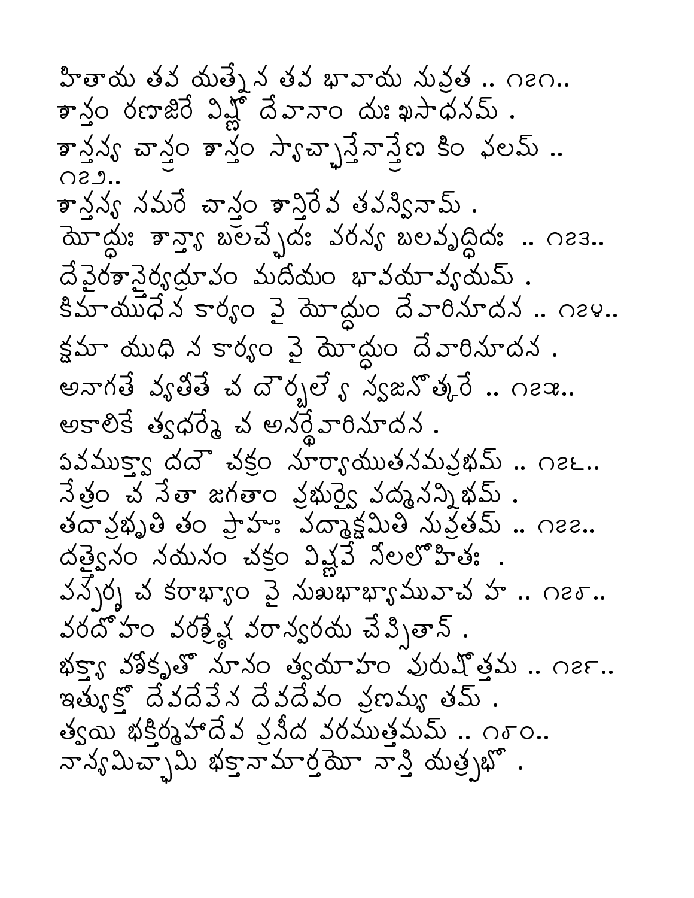హితాయ తవ యత్నేన తవ భావాయ సువ్రత .. ౧౭౧..
శాన్తం రణాజిరే విష్ణో దేవానాం దుఃఖసాధనమ్ .
శాన్తస్య చాస్త్రం శాన్తం స్యాచ్ఛాన్తేనాస్త్రేణ కిం ఫలమ్ ..
౧౭౨..
శాన్తస్య సమరే చాస్త్రం శాన్తిరేవ తపస్వినామ్ .
యోద్ధుః శాన్త్యా బలచ్ఛేదః పరస్య బలవృద్ధిదః .. ౧౭౩..
దేవైరశాన్తైర్యద్రూపం మదీయం భావయావ్యయమ్ .
కిమాయుధేన కార్యం వై యోద్ధుం దేవారిసూదన .. ౧౭౪..
క్షమా యుధి న కార్యం వై యోద్ధుం దేవారిసూదన .
అనాగతే వ్యతీతే చ దౌర్బల్యే స్వజనోత్కరే .. ౧౭౫..
అకాలికే త్వధర్మే చ అనర్థేవారిసూదన .
ఏవముక్త్వా దదౌ చక్రం సూర్యాయుతసమప్రభమ్ .. ౧౭౬..
నేత్రం చ నేతా జగతాం ప్రభుర్వై పద్మసన్నిభమ్ .
తదాప్రభృతి తం ప్రాహుః పద్మాక్షమితి సువ్రతమ్ .. ౧౭౭..
దత్త్వైనం నయనం చక్రం విష్ణవే నీలలోహితః .
పస్పర్శ చ కరాభ్యాం వై సుశుభాభ్యామువాచ హ .. ౧౭౮..
వరదోఽహం వరశ్రేష్ఠ వరాన్వరయ చేప్సితాన్ .
భక్త్యా వశీకృతో నూనం త్వయాహం పురుషోత్తమ .. ౧౭౯..
ఇత్యుక్తో దేవదేవేన దేవదేవం ప్రణమ్య తమ్ .
త్వయి భక్తిర్మహాదేవ ప్రసీద వరముత్తమమ్ .. ౧౮౦..
నాన్యమిచ్ఛామి భక్తానామార్తయో నాస్తి యత్ప్రభో .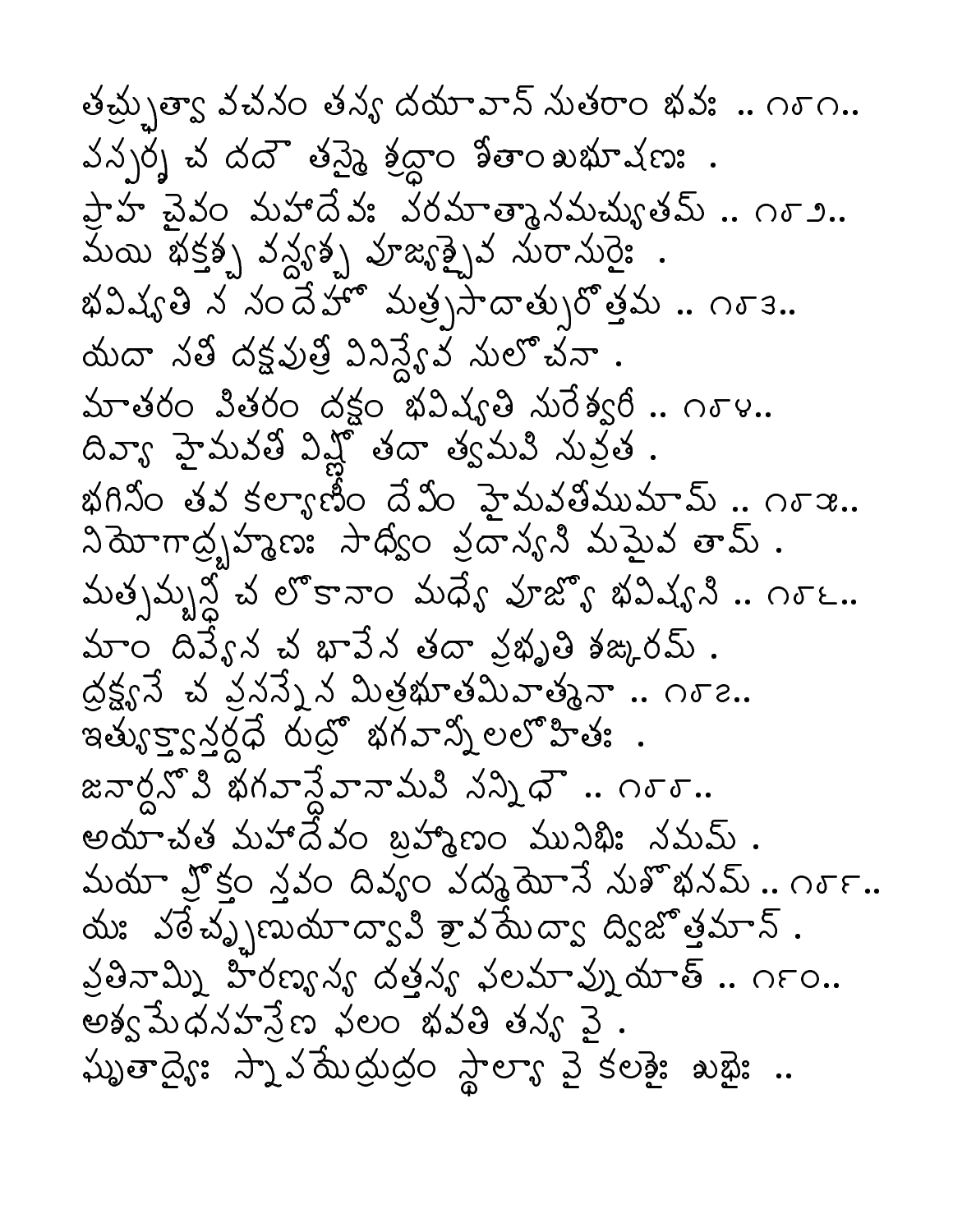తచ్ఛ్రుత్వా వచనం తస్య దయావాన్ సుతరాం భవః .. ౧౯౧..
వస్పర్శ చ దదౌ తస్మై శ్రద్ధాం శీతాం శుభూషణః .
ప్రాహ చైవం మహాదేవః పరమాత్మానమచ్యుతమ్ .. ౧౯౨..
మయి భక్తశ్చ వన్ద్యశ్చ పూజ్యశ్చైవ సురాసురైః .
భవిష్యతి న సందేహో మత్ప్రసాదాత్సురోత్తమ .. ౧౯౩..
యదా సతీ దక్షపుత్రీ వినిన్ద్యైవ సులోచనా .
మాతరం పితరం దక్షం భవిష్యతి సురేశ్వరీ .. ౧౯౪..
దివ్యా హైమవతీ విష్ణో తదా త్వమపి సువ్రత .
భగినీం తవ కల్యాణీం దేవీం హైమవతీముమామ్ .. ౧౯౫..
నియోగాద్బ్రహ్మణః సాధ్వీం ప్రదాస్యసి మమైవ తామ్ .
మత్సమ్బన్ధీ చ లోకానాం మధ్యే పూజ్యో భవిష్యసి .. ౧౯౬..
మాం దివ్యేన చ భావేన తదా ప్రభృతి శఙ్కరమ్ .
ద్రక్ష్యసే చ ప్రసన్నేన మిత్రభూతమివాత్మనా .. ౧౯౭..
ఇత్యుక్త్వాన్తర్దధే రుద్రో భగవాన్నీలలోహితః .
జనార్దనోఽపి భగవాన్దేవానామపి సన్నిధౌ .. ౧౯౮..
అయాచత మహాదేవం బ్రహ్మాణం మునిభిః సమమ్ .
మయా ప్రోక్తం స్తవం దివ్యం పద్మయోనే సుశోభనమ్ .. ౧౯౯..
యః పఠేచ్ఛృణుయాద్వాపి శ్రావయేద్వా ద్విజోత్తమాన్ .
ప్రతినామ్ని హిరణ్యస్య దత్తస్య ఫలమాప్నుయాత్ .. ౧౧౦..
అశ్వమేధసహస్రేణ ఫలం భవతి తస్య వై .
ఘృతాద్యైః స్నాపయేద్రుద్రం స్థాల్యా వై కలశైః శుభైః ..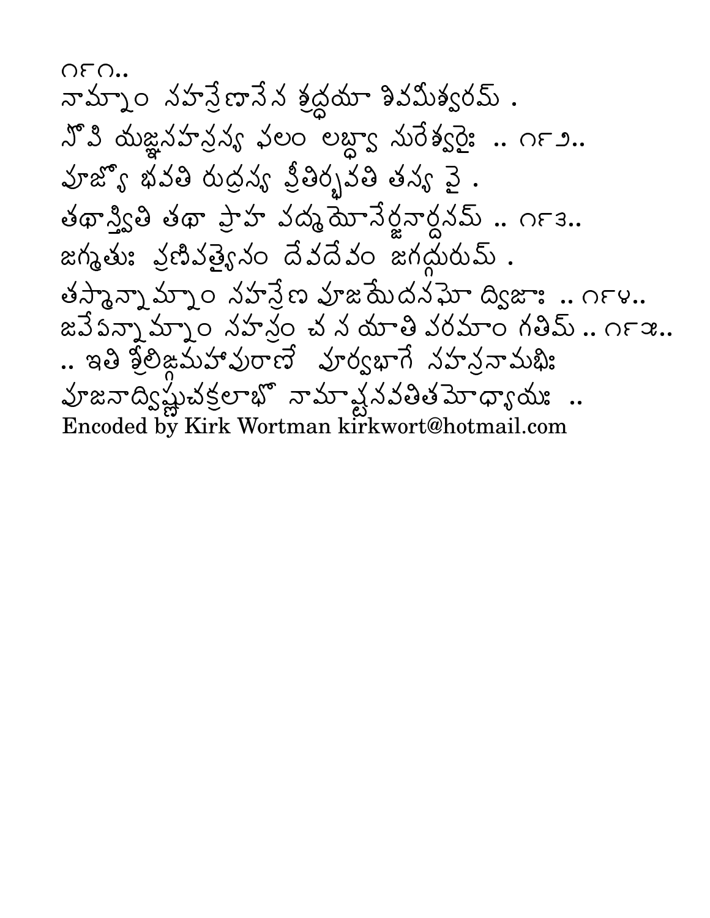౧౯౧..
నామ్నాం సహస్రేణానేన శ్రద్ధయా శివమీశ్వరమ్ .
స్తౌతి యజ్ఞసహస్రస్య ఫలం లబ్ధ్వా సురేశ్వరైః .. ౧౯౨..
పూజ్యో భవతి రుద్రస్య ప్రీతిర్భవతి తస్య వై .
తథాస్త్వితి తథా ప్రాహ పద్మయోనేర్జనార్దనమ్ .. ౧౯౩..
జగ్మతుః ప్రణిపత్యైనం దేవదేవం జగద్గురుమ్ .
తస్మాన్నామ్నాం సహస్రేణ పూజయేదనఘో ద్విజాః .. ౧౯౪..
జపేన్నామ్నాం సహస్రం చ స యాతి పరమాం గతిమ్ .. ౧౯౫..
.. ఇతి శ్రీలిఙ్గమహాపురాణే పూర్వభాగే సహస్రనామభిః
పూజనాద్విష్ణుచక్రలాభో నామాష్టనవతితమోఽధ్యాయః ..
Encoded by Kirk Wortman kirkwort@hotmail.com